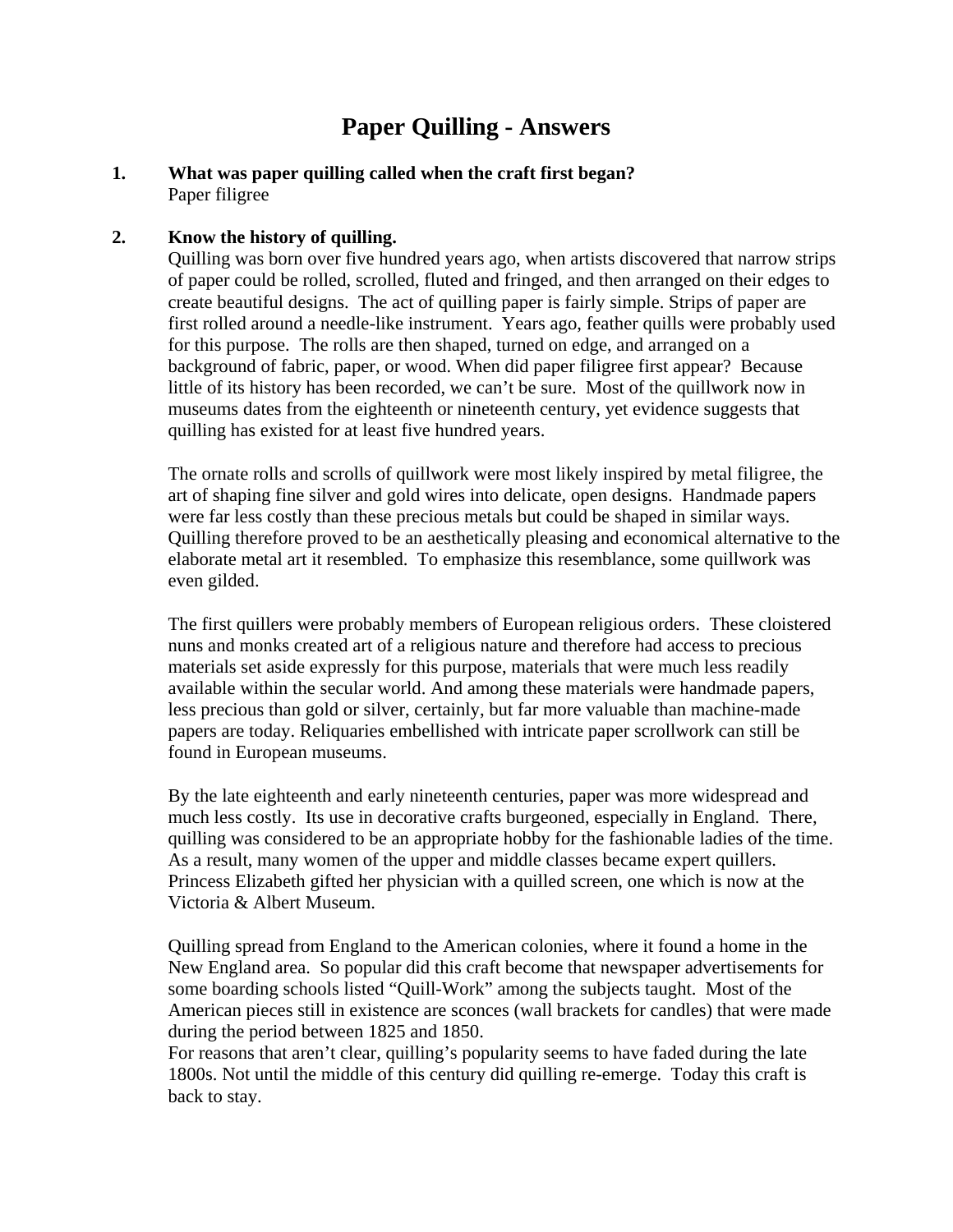# Paper Quilling - Answers

**1. What was paper quilling called when the craft first began?**

Paper filigree

**2. Know the history of quilling.**

Quilling was born over five hundred years ago, when artists discovered that narrow strips of paper could be rolled, scrolled, fluted and fringed, and then arranged on their edges to create beautiful designs. The act of quilling paper is fairly simple. Strips of paper are first rolled around a needle-like instrument. Years ago, feather quills were probably used for this purpose. The rolls are then shaped, turned on edge, and arranged on a background of fabric, paper, or wood. When did paper filigree first appear? Because little of its history has been recorded, we can't be sure. Most of the quillwork now in museums dates from the eighteenth or nineteenth century, yet evidence suggests that quilling has existed for at least five hundred years.

The ornate rolls and scrolls of quillwork were most likely inspired by metal filigree, the art of shaping fine silver and gold wires into delicate, open designs. Handmade papers were far less costly than these precious metals but could be shaped in similar ways. Quilling therefore proved to be an aesthetically pleasing and economical alternative to the elaborate metal art it resembled. To emphasize this resemblance, some quillwork was even gilded.

The first quillers were probably members of European religious orders. These cloistered nuns and monks created art of a religious nature and therefore had access to precious materials set aside expressly for this purpose, materials that were much less readily available within the secular world. And among these materials were handmade papers, less precious than gold or silver, certainly, but far more valuable than machine-made papers are today. Reliquaries embellished with intricate paper scrollwork can still be found in European museums.

By the late eighteenth and early nineteenth centuries, paper was more widespread and much less costly. Its use in decorative crafts burgeoned, especially in England. There, quilling was considered to be an appropriate hobby for the fashionable ladies of the time. As a result, many women of the upper and middle classes became expert quillers. Princess Elizabeth gifted her physician with a quilled screen, one which is now at the Victoria & Albert Museum.

Quilling spread from England to the American colonies, where it found a home in the New England area. So popular did this craft become that newspaper advertisements for some boarding schools listed "Quill-Work" among the subjects taught. Most of the American pieces still in existence are sconces (wall brackets for candles) that were made during the period between 1825 and 1850.

For reasons that aren't clear, quilling's popularity seems to have faded during the late 1800s. Not until the middle of this century did quilling re-emerge. Today this craft is back to stay.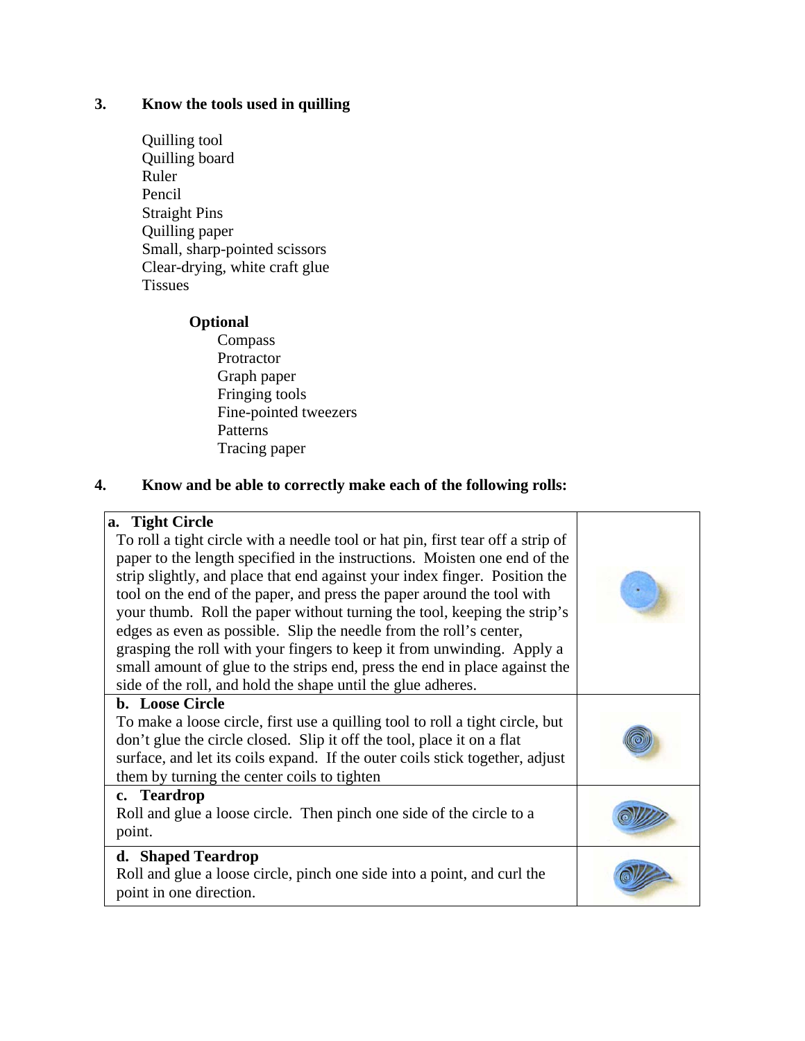### 3. Know the tools used in quilling

- Quilling tool
- Quilling board
- Ruler
- Pencil
- Straight Pins
- Quilling paper
- Small, sharp-pointed scissors
- Clear-drying, white craft glue
- Tissues

**Optional**

- Compass
- Protractor
- Graph paper
- Fringing tools
- Fine-pointed tweezers
- Patterns
- Tracing paper

### 4. Know and be able to correctly make each of the following rolls:

| | |
|---|---|
| **a. Tight Circle**<br>To roll a tight circle with a needle tool or hat pin, first tear off a strip of paper to the length specified in the instructions. Moisten one end of the strip slightly, and place that end against your index finger. Position the tool on the end of the paper, and press the paper around the tool with your thumb. Roll the paper without turning the tool, keeping the strip's edges as even as possible. Slip the needle from the roll's center, grasping the roll with your fingers to keep it from unwinding. Apply a small amount of glue to the strips end, press the end in place against the side of the roll, and hold the shape until the glue adheres. | |
| **b. Loose Circle**<br>To make a loose circle, first use a quilling tool to roll a tight circle, but don't glue the circle closed. Slip it off the tool, place it on a flat surface, and let its coils expand. If the outer coils stick together, adjust them by turning the center coils to tighten | |
| **c. Teardrop**<br>Roll and glue a loose circle. Then pinch one side of the circle to a point. | |
| **d. Shaped Teardrop**<br>Roll and glue a loose circle, pinch one side into a point, and curl the point in one direction. | |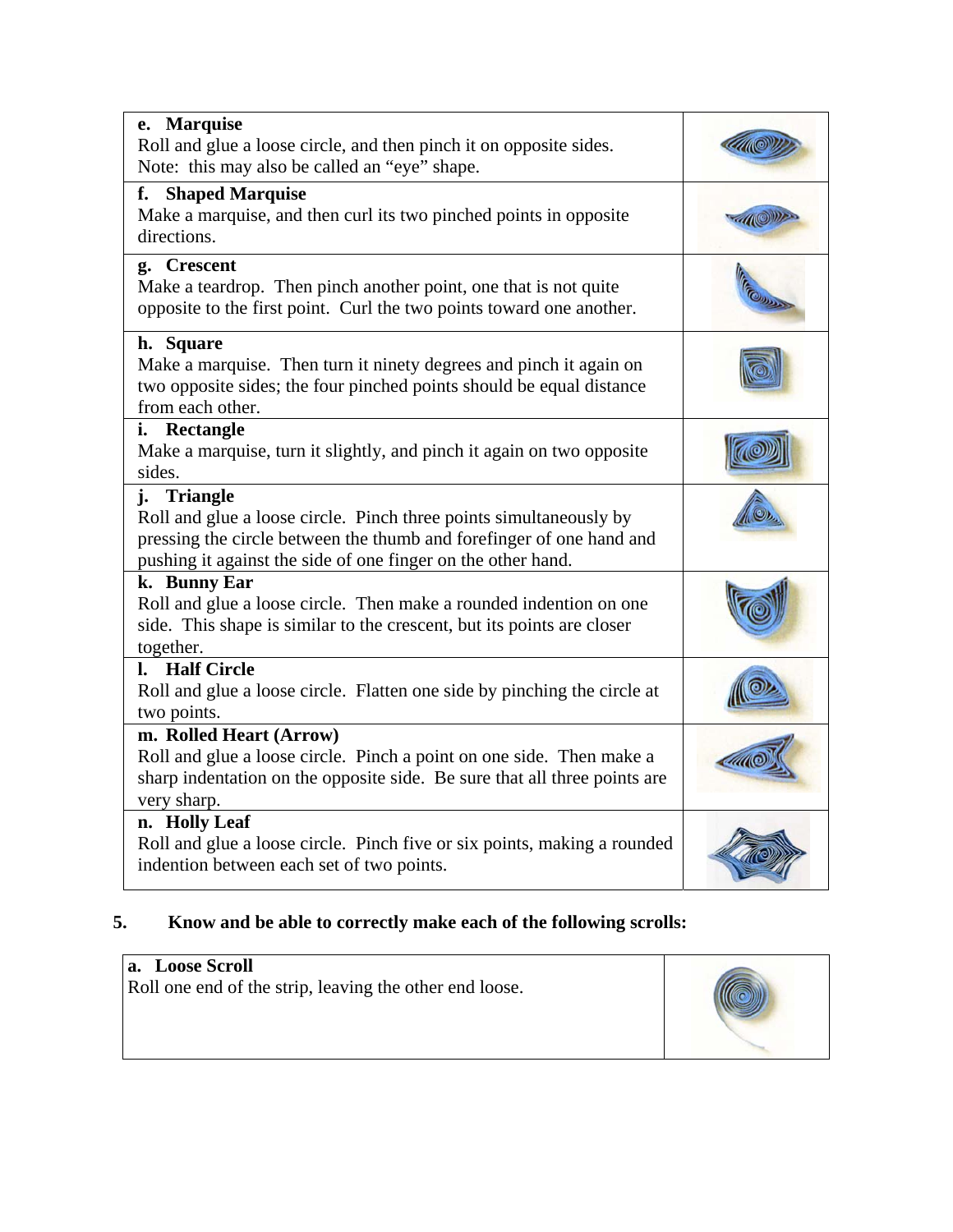| | |
|---|---|
| **e. Marquise**<br>Roll and glue a loose circle, and then pinch it on opposite sides. Note: this may also be called an "eye" shape. | |
| **f. Shaped Marquise**<br>Make a marquise, and then curl its two pinched points in opposite directions. | |
| **g. Crescent**<br>Make a teardrop. Then pinch another point, one that is not quite opposite to the first point. Curl the two points toward one another. | |
| **h. Square**<br>Make a marquise. Then turn it ninety degrees and pinch it again on two opposite sides; the four pinched points should be equal distance from each other. | |
| **i. Rectangle**<br>Make a marquise, turn it slightly, and pinch it again on two opposite sides. | |
| **j. Triangle**<br>Roll and glue a loose circle. Pinch three points simultaneously by pressing the circle between the thumb and forefinger of one hand and pushing it against the side of one finger on the other hand. | |
| **k. Bunny Ear**<br>Roll and glue a loose circle. Then make a rounded indention on one side. This shape is similar to the crescent, but its points are closer together. | |
| **l. Half Circle**<br>Roll and glue a loose circle. Flatten one side by pinching the circle at two points. | |
| **m. Rolled Heart (Arrow)**<br>Roll and glue a loose circle. Pinch a point on one side. Then make a sharp indentation on the opposite side. Be sure that all three points are very sharp. | |
| **n. Holly Leaf**<br>Roll and glue a loose circle. Pinch five or six points, making a rounded indention between each set of two points. | |

**5. Know and be able to correctly make each of the following scrolls:**

| | |
|---|---|
| **a. Loose Scroll**<br>Roll one end of the strip, leaving the other end loose. | |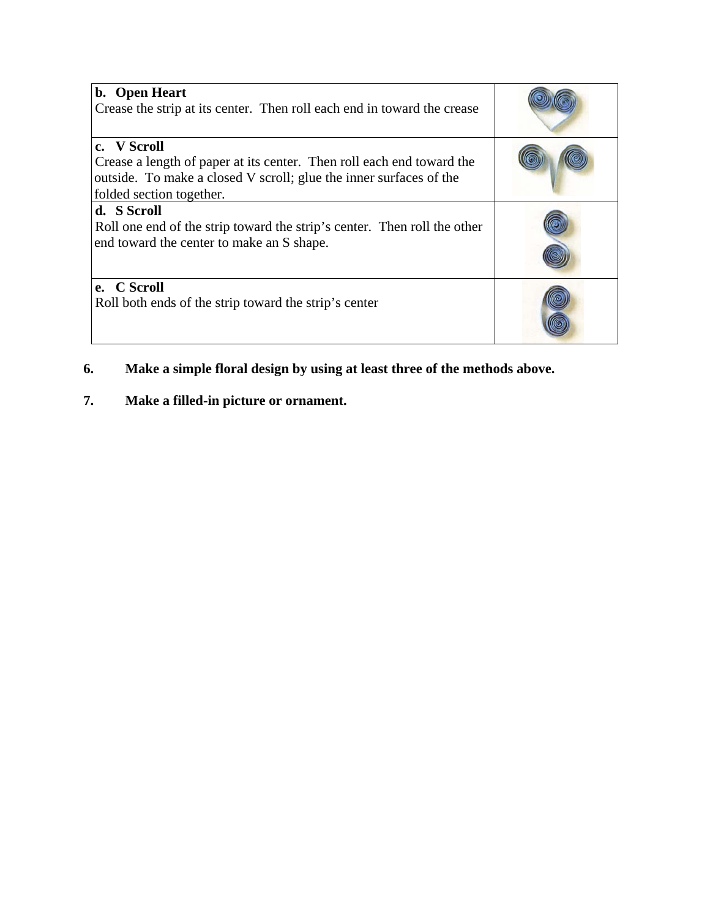| | |
|---|---|
| **b. Open Heart**<br>Crease the strip at its center. Then roll each end in toward the crease | |
| **c. V Scroll**<br>Crease a length of paper at its center. Then roll each end toward the outside. To make a closed V scroll; glue the inner surfaces of the folded section together. | |
| **d. S Scroll**<br>Roll one end of the strip toward the strip's center. Then roll the other end toward the center to make an S shape. | |
| **e. C Scroll**<br>Roll both ends of the strip toward the strip's center | |

**6. Make a simple floral design by using at least three of the methods above.**

**7. Make a filled-in picture or ornament.**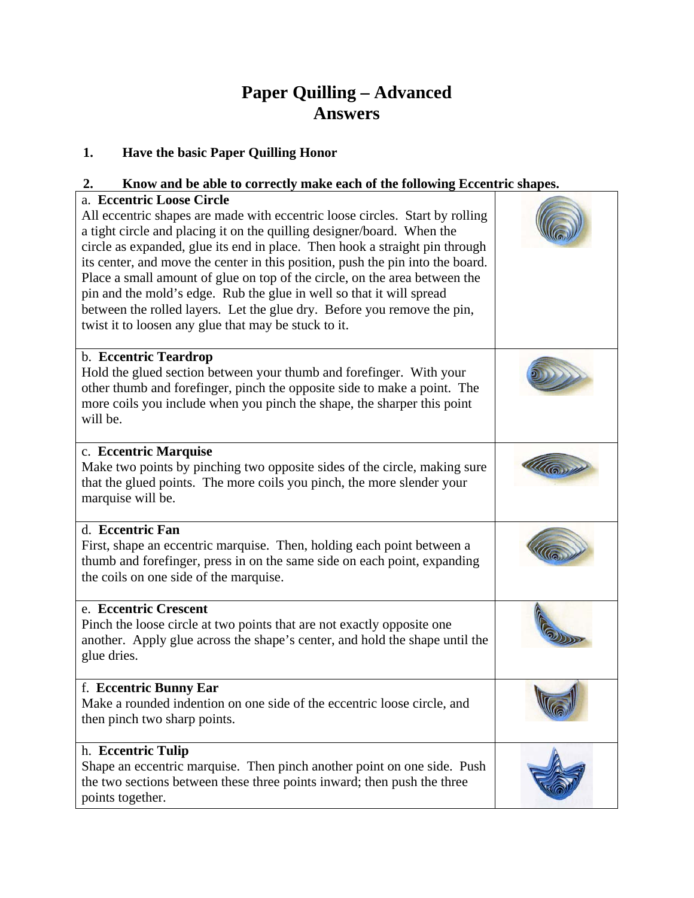# Paper Quilling – Advanced
# Answers

1. **Have the basic Paper Quilling Honor**

2. **Know and be able to correctly make each of the following Eccentric shapes.**

| | |
|---|---|
| a. **Eccentric Loose Circle**<br>All eccentric shapes are made with eccentric loose circles. Start by rolling a tight circle and placing it on the quilling designer/board. When the circle as expanded, glue its end in place. Then hook a straight pin through its center, and move the center in this position, push the pin into the board. Place a small amount of glue on top of the circle, on the area between the pin and the mold's edge. Rub the glue in well so that it will spread between the rolled layers. Let the glue dry. Before you remove the pin, twist it to loosen any glue that may be stuck to it. | |
| b. **Eccentric Teardrop**<br>Hold the glued section between your thumb and forefinger. With your other thumb and forefinger, pinch the opposite side to make a point. The more coils you include when you pinch the shape, the sharper this point will be. | |
| c. **Eccentric Marquise**<br>Make two points by pinching two opposite sides of the circle, making sure that the glued points. The more coils you pinch, the more slender your marquise will be. | |
| d. **Eccentric Fan**<br>First, shape an eccentric marquise. Then, holding each point between a thumb and forefinger, press in on the same side on each point, expanding the coils on one side of the marquise. | |
| e. **Eccentric Crescent**<br>Pinch the loose circle at two points that are not exactly opposite one another. Apply glue across the shape's center, and hold the shape until the glue dries. | |
| f. **Eccentric Bunny Ear**<br>Make a rounded indention on one side of the eccentric loose circle, and then pinch two sharp points. | |
| h. **Eccentric Tulip**<br>Shape an eccentric marquise. Then pinch another point on one side. Push the two sections between these three points inward; then push the three points together. | |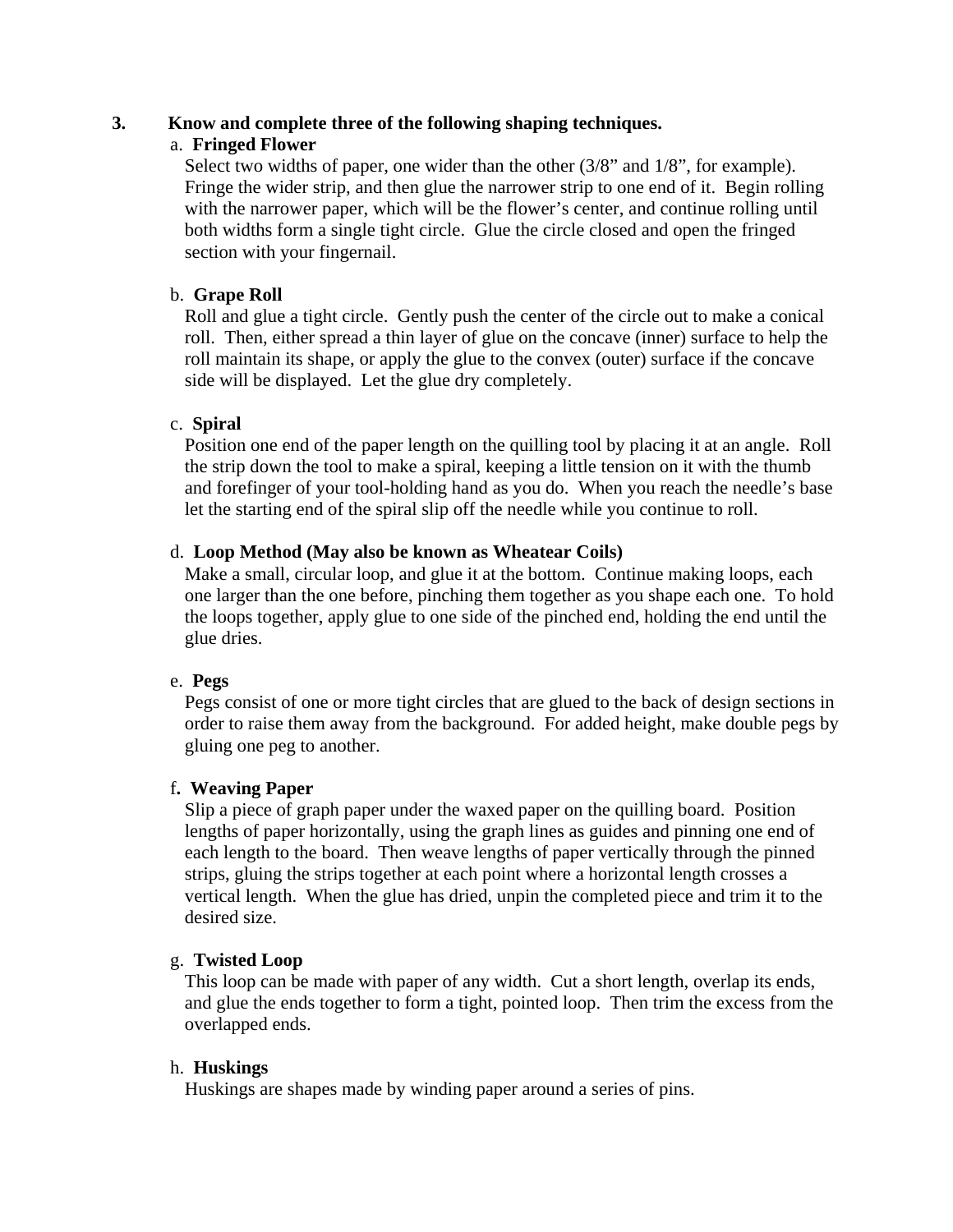**3. Know and complete three of the following shaping techniques.**

a. **Fringed Flower**

Select two widths of paper, one wider than the other (3/8" and 1/8", for example). Fringe the wider strip, and then glue the narrower strip to one end of it. Begin rolling with the narrower paper, which will be the flower's center, and continue rolling until both widths form a single tight circle. Glue the circle closed and open the fringed section with your fingernail.

b. **Grape Roll**

Roll and glue a tight circle. Gently push the center of the circle out to make a conical roll. Then, either spread a thin layer of glue on the concave (inner) surface to help the roll maintain its shape, or apply the glue to the convex (outer) surface if the concave side will be displayed. Let the glue dry completely.

c. **Spiral**

Position one end of the paper length on the quilling tool by placing it at an angle. Roll the strip down the tool to make a spiral, keeping a little tension on it with the thumb and forefinger of your tool-holding hand as you do. When you reach the needle's base let the starting end of the spiral slip off the needle while you continue to roll.

d. **Loop Method (May also be known as Wheatear Coils)**

Make a small, circular loop, and glue it at the bottom. Continue making loops, each one larger than the one before, pinching them together as you shape each one. To hold the loops together, apply glue to one side of the pinched end, holding the end until the glue dries.

e. **Pegs**

Pegs consist of one or more tight circles that are glued to the back of design sections in order to raise them away from the background. For added height, make double pegs by gluing one peg to another.

f**. Weaving Paper**

Slip a piece of graph paper under the waxed paper on the quilling board. Position lengths of paper horizontally, using the graph lines as guides and pinning one end of each length to the board. Then weave lengths of paper vertically through the pinned strips, gluing the strips together at each point where a horizontal length crosses a vertical length. When the glue has dried, unpin the completed piece and trim it to the desired size.

g. **Twisted Loop**

This loop can be made with paper of any width. Cut a short length, overlap its ends, and glue the ends together to form a tight, pointed loop. Then trim the excess from the overlapped ends.

h. **Huskings**

Huskings are shapes made by winding paper around a series of pins.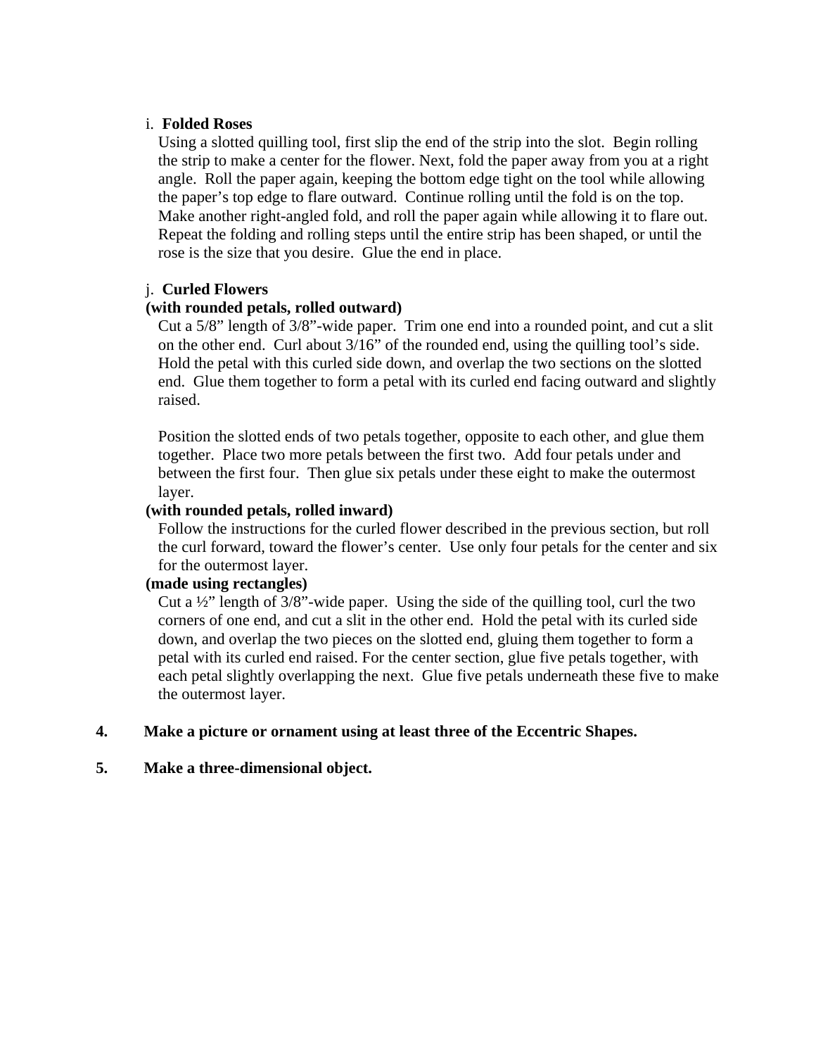i. **Folded Roses**

Using a slotted quilling tool, first slip the end of the strip into the slot. Begin rolling the strip to make a center for the flower. Next, fold the paper away from you at a right angle. Roll the paper again, keeping the bottom edge tight on the tool while allowing the paper's top edge to flare outward. Continue rolling until the fold is on the top. Make another right-angled fold, and roll the paper again while allowing it to flare out. Repeat the folding and rolling steps until the entire strip has been shaped, or until the rose is the size that you desire. Glue the end in place.

j. **Curled Flowers**

**(with rounded petals, rolled outward)**

Cut a 5/8" length of 3/8"-wide paper. Trim one end into a rounded point, and cut a slit on the other end. Curl about 3/16" of the rounded end, using the quilling tool's side. Hold the petal with this curled side down, and overlap the two sections on the slotted end. Glue them together to form a petal with its curled end facing outward and slightly raised.

Position the slotted ends of two petals together, opposite to each other, and glue them together. Place two more petals between the first two. Add four petals under and between the first four. Then glue six petals under these eight to make the outermost layer.

**(with rounded petals, rolled inward)**

Follow the instructions for the curled flower described in the previous section, but roll the curl forward, toward the flower's center. Use only four petals for the center and six for the outermost layer.

**(made using rectangles)**

Cut a ½" length of 3/8"-wide paper. Using the side of the quilling tool, curl the two corners of one end, and cut a slit in the other end. Hold the petal with its curled side down, and overlap the two pieces on the slotted end, gluing them together to form a petal with its curled end raised. For the center section, glue five petals together, with each petal slightly overlapping the next. Glue five petals underneath these five to make the outermost layer.

4. **Make a picture or ornament using at least three of the Eccentric Shapes.**

5. **Make a three-dimensional object.**